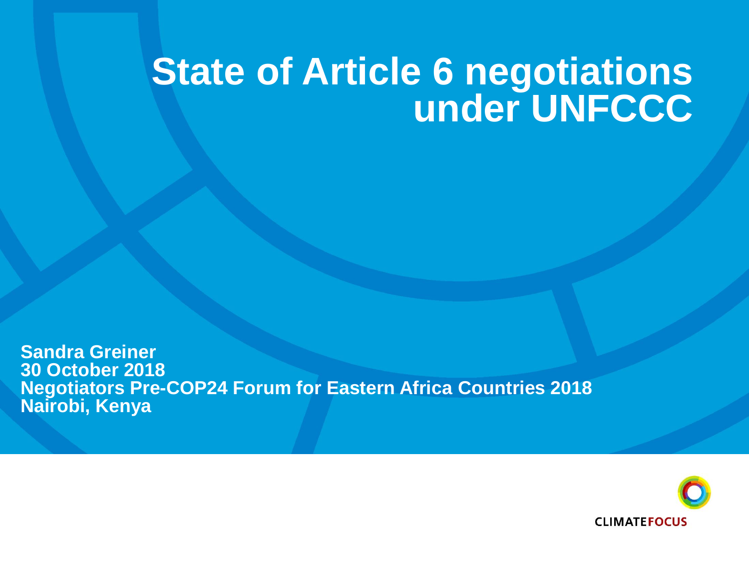# State of Article 6 negotiations under UNFCCC

**Sandra Greiner**
**30 October 2018**
**Negotiators Pre-COP24 Forum for Eastern Africa Countries 2018**
**Nairobi, Kenya**

CLIMATEFOCUS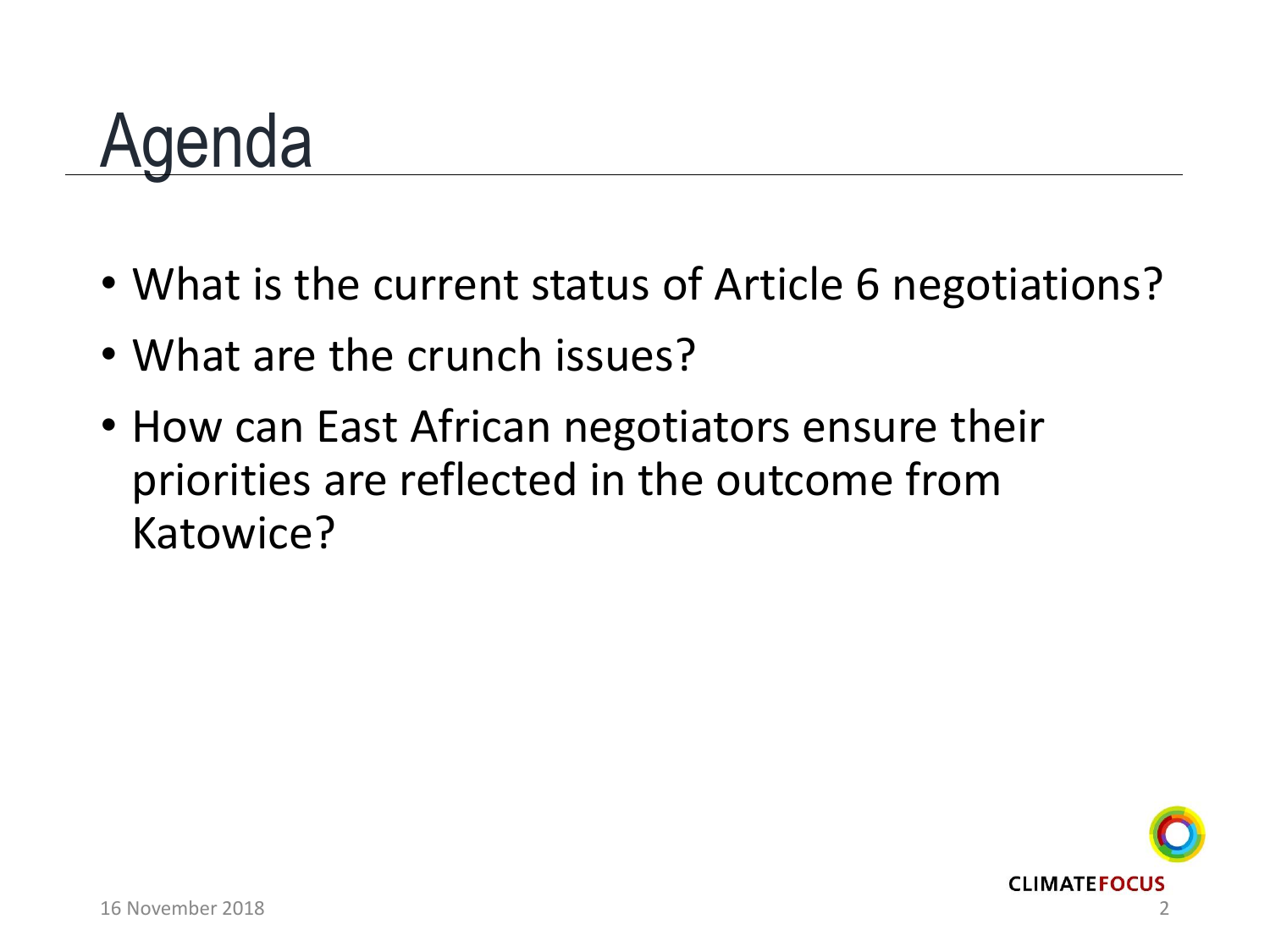# Agenda

- What is the current status of Article 6 negotiations?
- What are the crunch issues?
- How can East African negotiators ensure their priorities are reflected in the outcome from Katowice?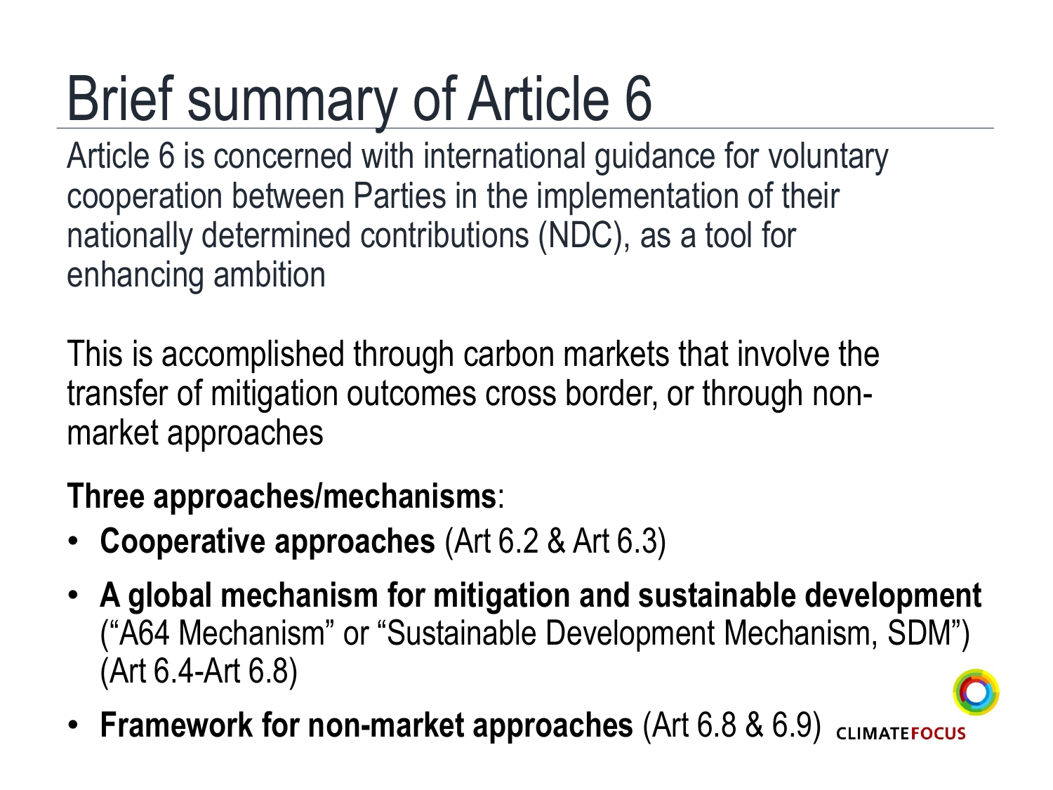# Brief summary of Article 6

Article 6 is concerned with international guidance for voluntary cooperation between Parties in the implementation of their nationally determined contributions (NDC), as a tool for enhancing ambition

This is accomplished through carbon markets that involve the transfer of mitigation outcomes cross border, or through non-market approaches

**Three approaches/mechanisms**:

- **Cooperative approaches** (Art 6.2 & Art 6.3)
- **A global mechanism for mitigation and sustainable development** ("A64 Mechanism" or "Sustainable Development Mechanism, SDM") (Art 6.4-Art 6.8)
- **Framework for non-market approaches** (Art 6.8 & 6.9)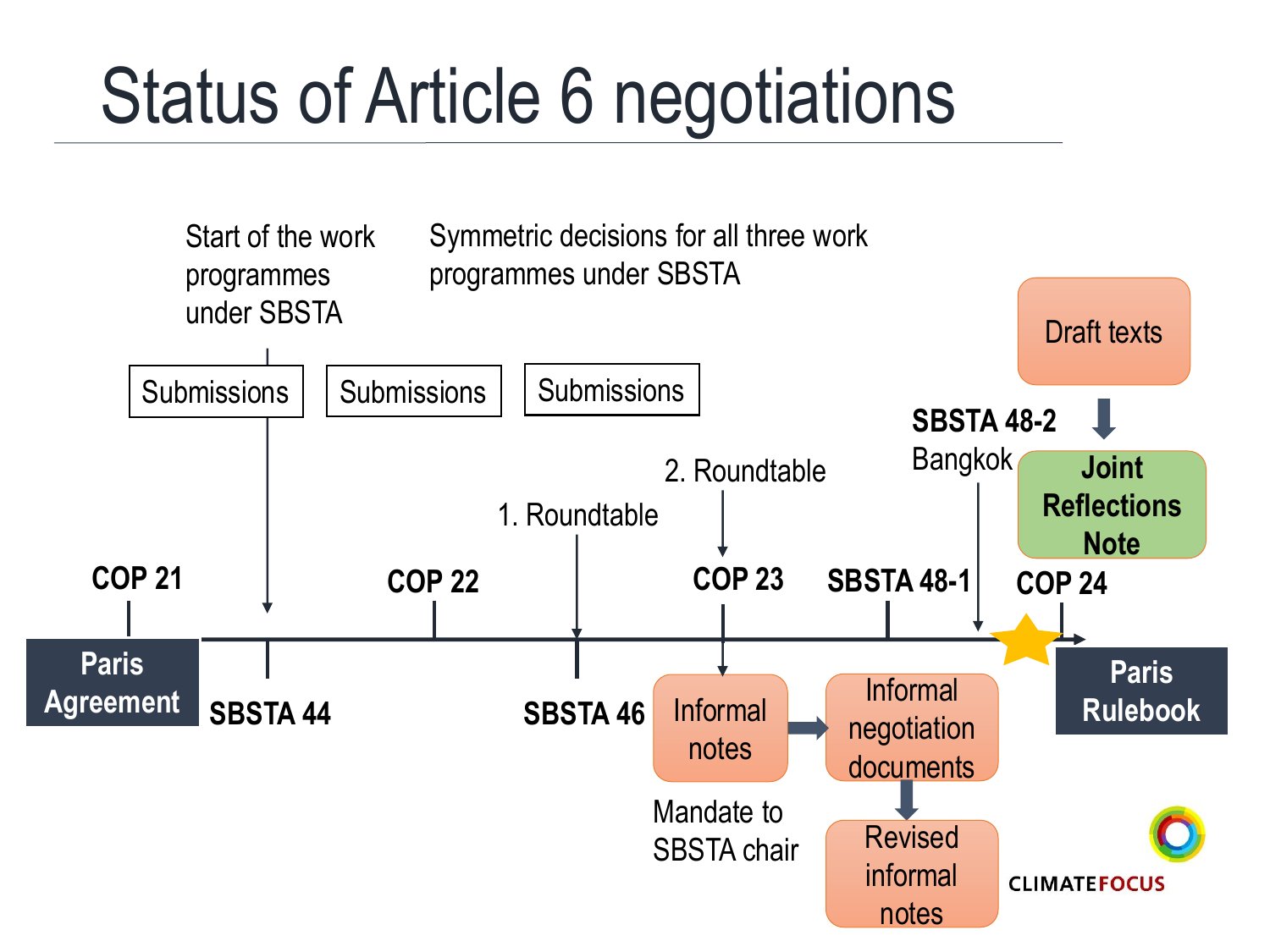# Status of Article 6 negotiations

Start of the work programmes under SBSTA

Symmetric decisions for all three work programmes under SBSTA

Submissions

Submissions

Submissions

Draft texts

SBSTA 48-2 Bangkok

Joint Reflections Note

2. Roundtable

1. Roundtable

COP 21

COP 22

COP 23

SBSTA 48-1

COP 24

Paris Agreement

SBSTA 44

SBSTA 46

Informal notes

Informal negotiation documents

Paris Rulebook

Mandate to SBSTA chair

Revised informal notes

CLIMATEFOCUS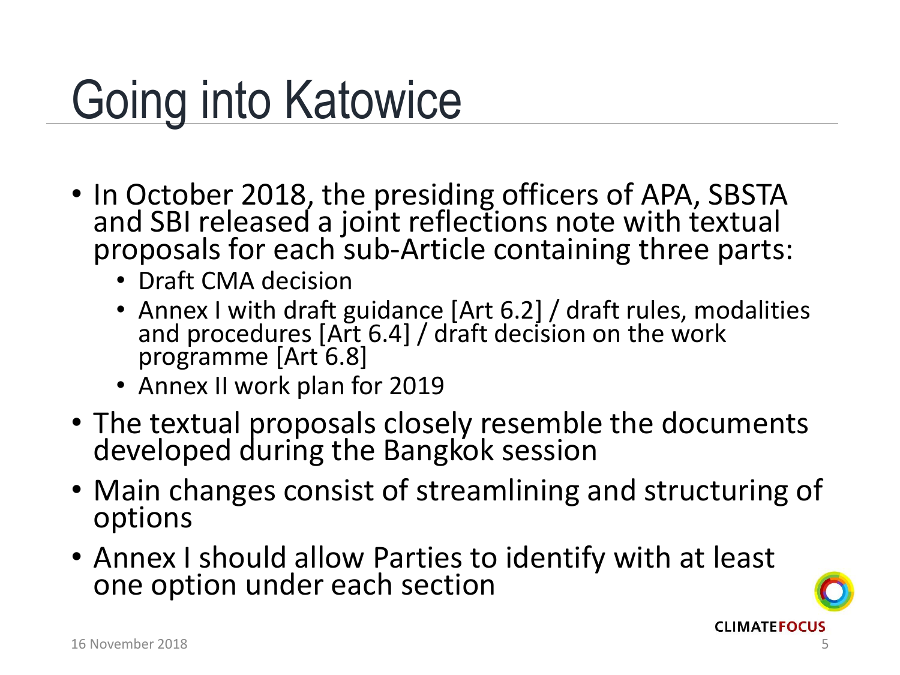# Going into Katowice

- In October 2018, the presiding officers of APA, SBSTA and SBI released a joint reflections note with textual proposals for each sub-Article containing three parts:
  - Draft CMA decision
  - Annex I with draft guidance [Art 6.2] / draft rules, modalities and procedures [Art 6.4] / draft decision on the work programme [Art 6.8]
  - Annex II work plan for 2019
- The textual proposals closely resemble the documents developed during the Bangkok session
- Main changes consist of streamlining and structuring of options
- Annex I should allow Parties to identify with at least one option under each section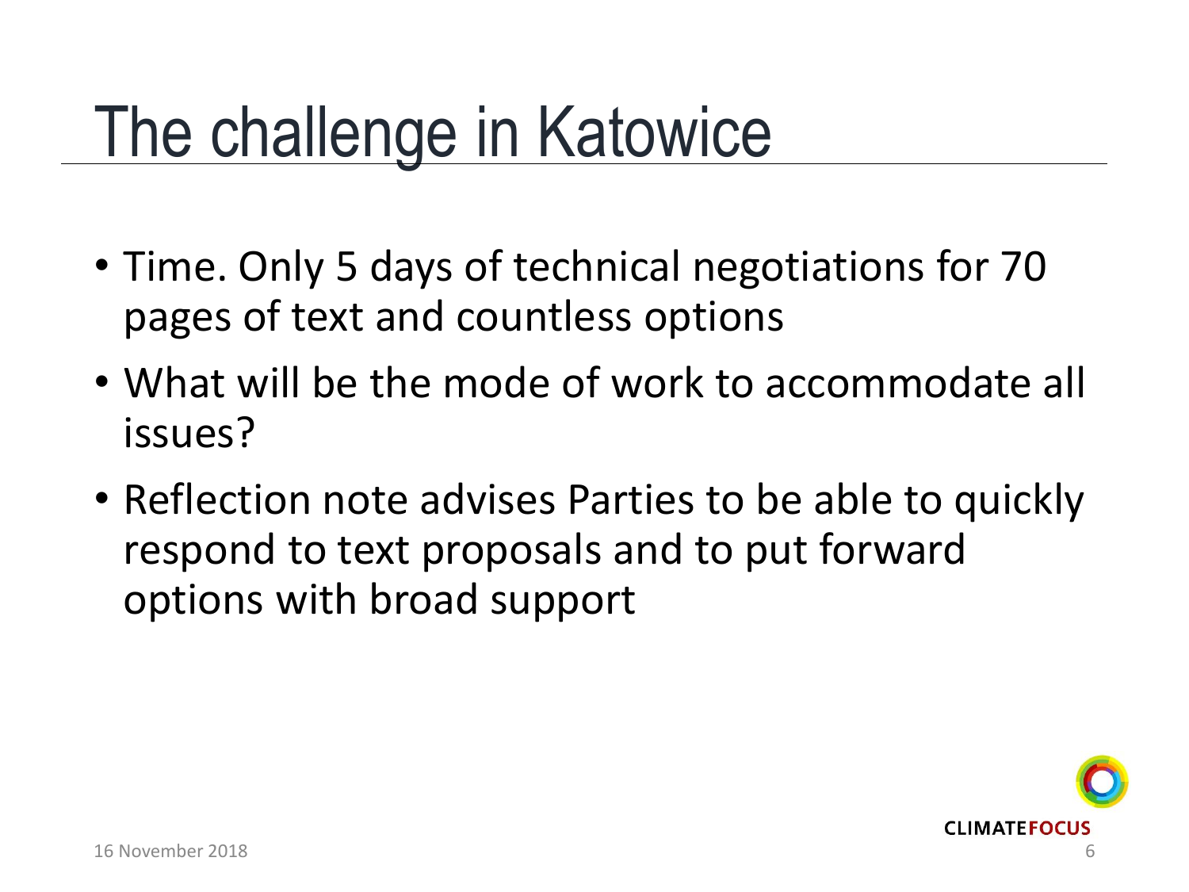# The challenge in Katowice

- Time. Only 5 days of technical negotiations for 70 pages of text and countless options
- What will be the mode of work to accommodate all issues?
- Reflection note advises Parties to be able to quickly respond to text proposals and to put forward options with broad support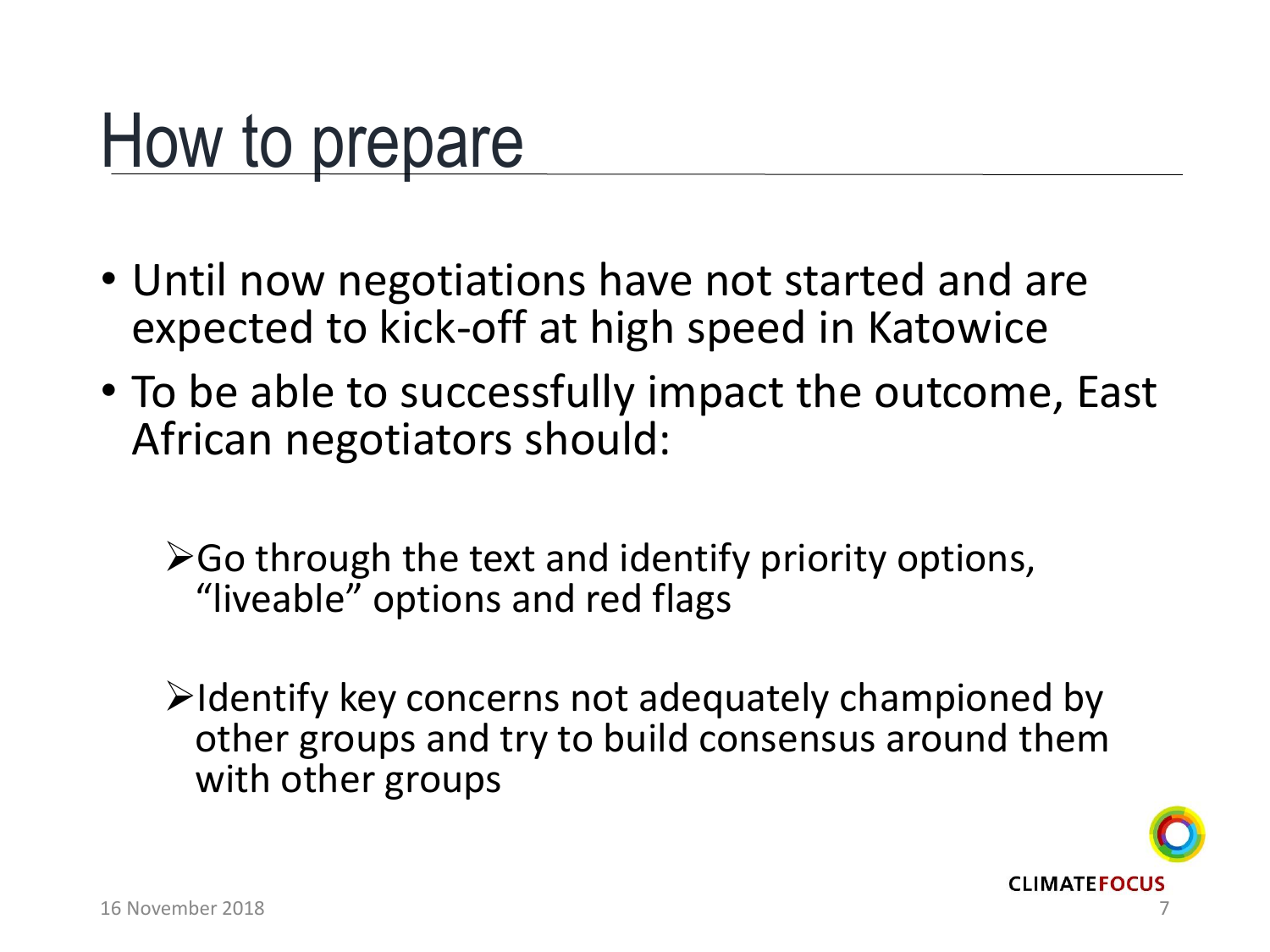# How to prepare

- Until now negotiations have not started and are expected to kick-off at high speed in Katowice
- To be able to successfully impact the outcome, East African negotiators should:
  - Go through the text and identify priority options, "liveable" options and red flags
  - Identify key concerns not adequately championed by other groups and try to build consensus around them with other groups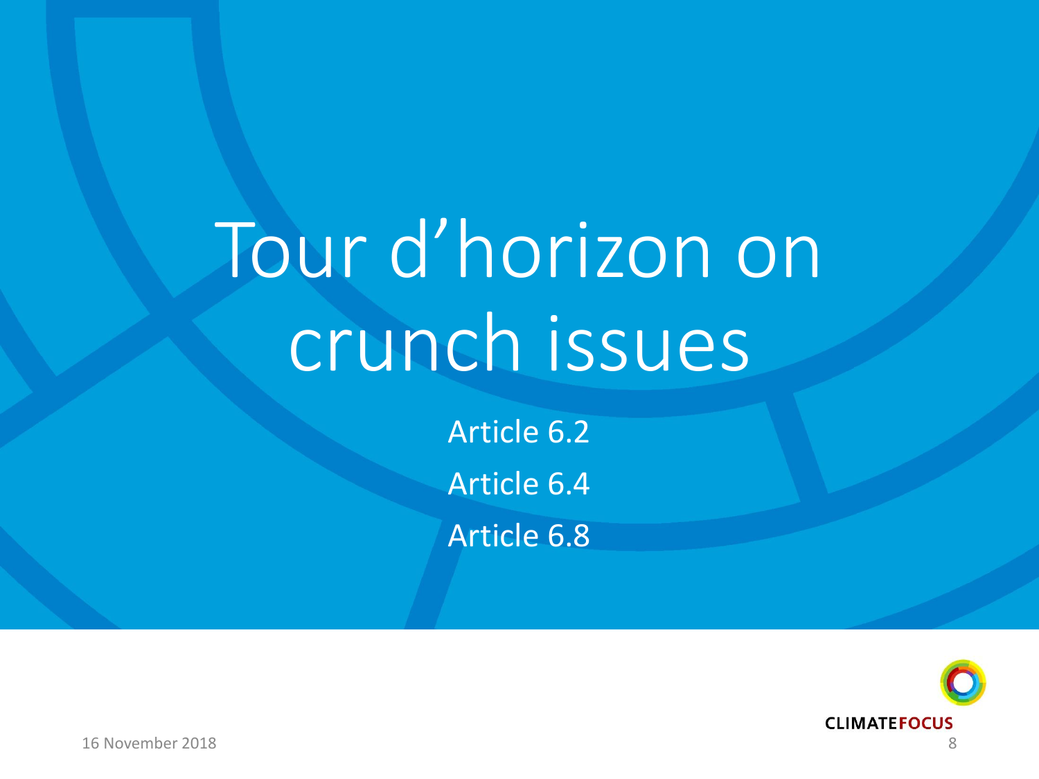# Tour d'horizon on crunch issues

Article 6.2

Article 6.4

Article 6.8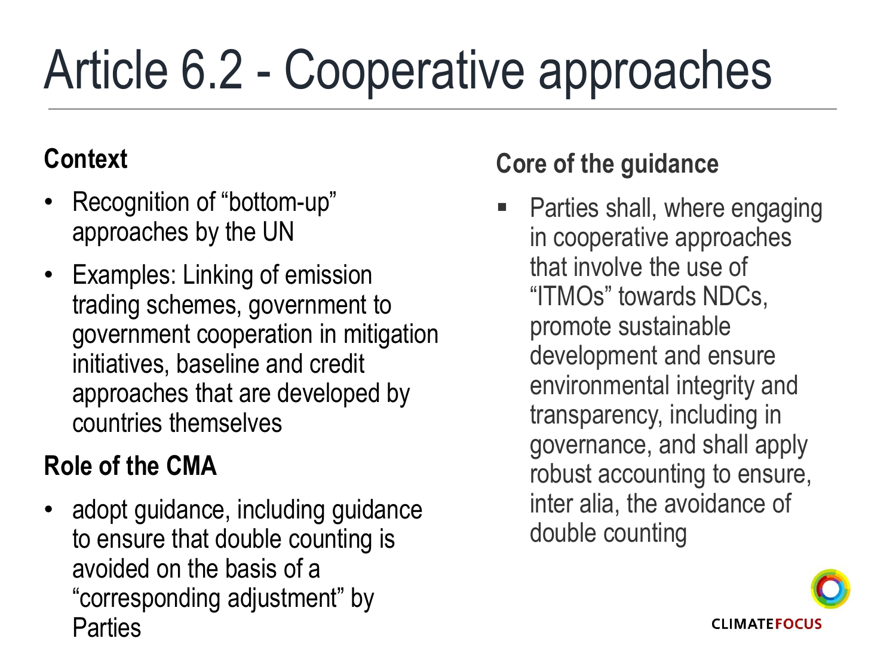# Article 6.2 - Cooperative approaches

## Context

- Recognition of "bottom-up" approaches by the UN
- Examples: Linking of emission trading schemes, government to government cooperation in mitigation initiatives, baseline and credit approaches that are developed by countries themselves

## Role of the CMA

- adopt guidance, including guidance to ensure that double counting is avoided on the basis of a "corresponding adjustment" by Parties

## Core of the guidance

- Parties shall, where engaging in cooperative approaches that involve the use of "ITMOs" towards NDCs, promote sustainable development and ensure environmental integrity and transparency, including in governance, and shall apply robust accounting to ensure, inter alia, the avoidance of double counting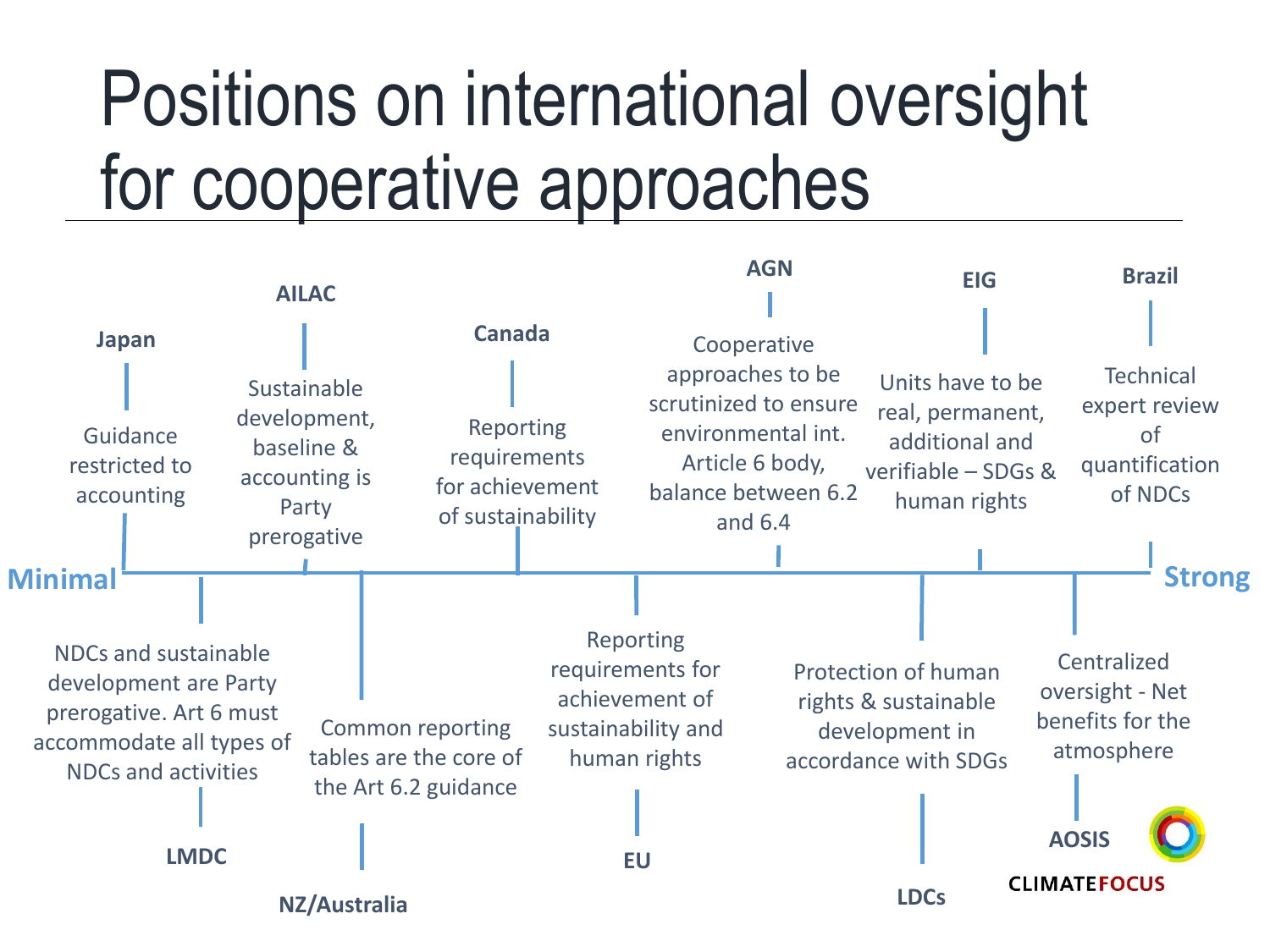# Positions on international oversight for cooperative approaches

**Minimal** ← → **Strong**

- **Japan**: Guidance restricted to accounting
- **LMDC**: NDCs and sustainable development are Party prerogative. Art 6 must accommodate all types of NDCs and activities
- **AILAC**: Sustainable development, baseline & accounting is Party prerogative
- **NZ/Australia**: Common reporting tables are the core of the Art 6.2 guidance
- **Canada**: Reporting requirements for achievement of sustainability
- **EU**: Reporting requirements for achievement of sustainability and human rights
- **AGN**: Cooperative approaches to be scrutinized to ensure environmental int. Article 6 body, balance between 6.2 and 6.4
- **LDCs**: Protection of human rights & sustainable development in accordance with SDGs
- **EIG**: Units have to be real, permanent, additional and verifiable – SDGs & human rights
- **AOSIS**: Centralized oversight - Net benefits for the atmosphere
- **Brazil**: Technical expert review of quantification of NDCs

CLIMATEFOCUS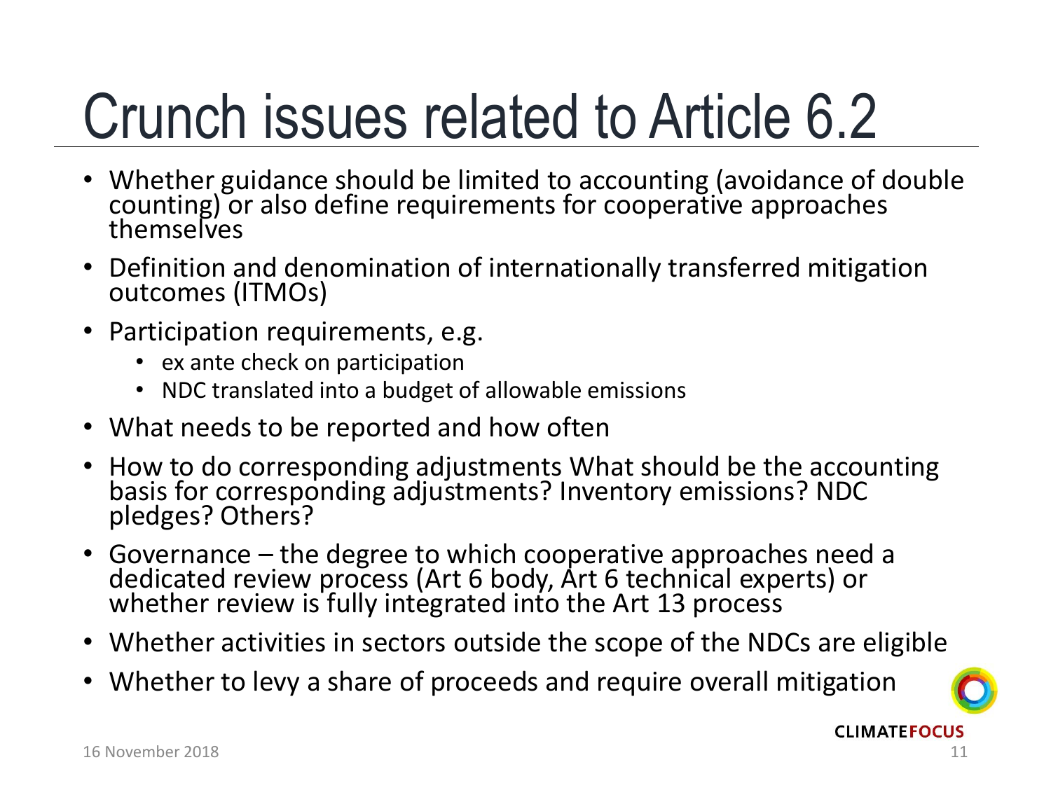# Crunch issues related to Article 6.2

- Whether guidance should be limited to accounting (avoidance of double counting) or also define requirements for cooperative approaches themselves
- Definition and denomination of internationally transferred mitigation outcomes (ITMOs)
- Participation requirements, e.g.
  - ex ante check on participation
  - NDC translated into a budget of allowable emissions
- What needs to be reported and how often
- How to do corresponding adjustments What should be the accounting basis for corresponding adjustments? Inventory emissions? NDC pledges? Others?
- Governance – the degree to which cooperative approaches need a dedicated review process (Art 6 body, Art 6 technical experts) or whether review is fully integrated into the Art 13 process
- Whether activities in sectors outside the scope of the NDCs are eligible
- Whether to levy a share of proceeds and require overall mitigation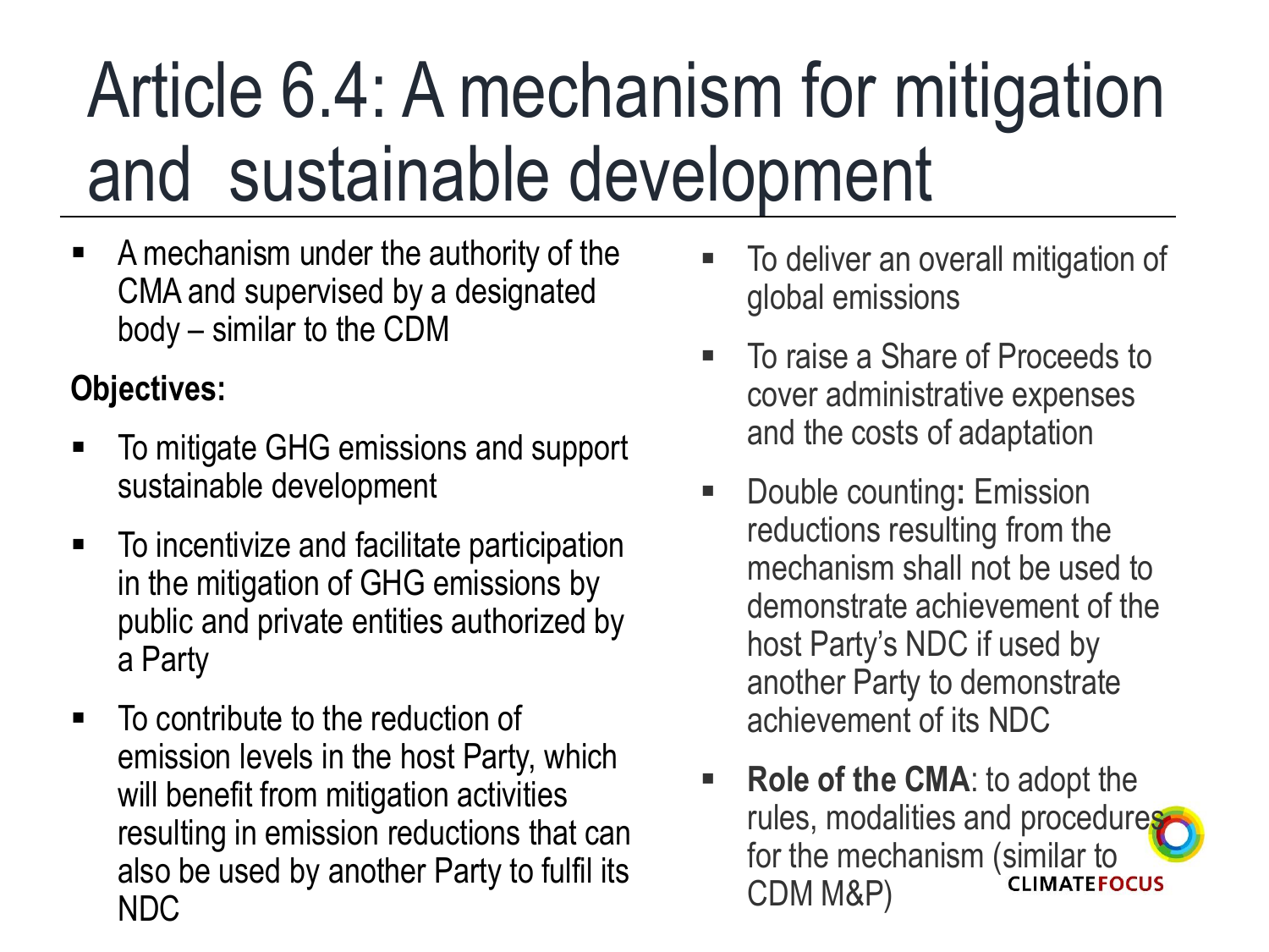# Article 6.4: A mechanism for mitigation and sustainable development

- A mechanism under the authority of the CMA and supervised by a designated body – similar to the CDM

**Objectives:**

- To mitigate GHG emissions and support sustainable development
- To incentivize and facilitate participation in the mitigation of GHG emissions by public and private entities authorized by a Party
- To contribute to the reduction of emission levels in the host Party, which will benefit from mitigation activities resulting in emission reductions that can also be used by another Party to fulfil its NDC
- To deliver an overall mitigation of global emissions
- To raise a Share of Proceeds to cover administrative expenses and the costs of adaptation
- Double counting**:** Emission reductions resulting from the mechanism shall not be used to demonstrate achievement of the host Party's NDC if used by another Party to demonstrate achievement of its NDC
- **Role of the CMA**: to adopt the rules, modalities and procedures for the mechanism (similar to CDM M&P)

CLIMATEFOCUS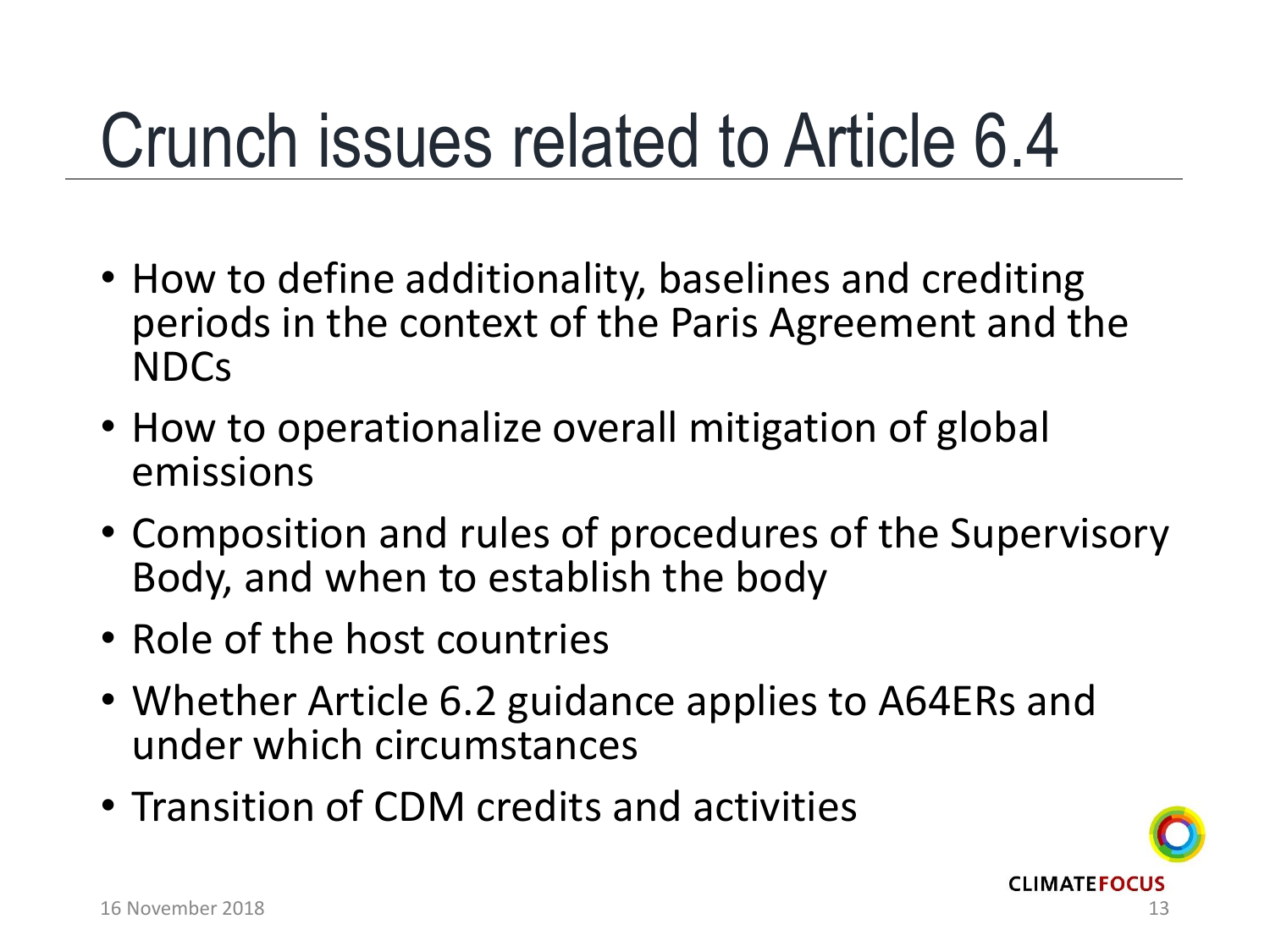# Crunch issues related to Article 6.4

- How to define additionality, baselines and crediting periods in the context of the Paris Agreement and the NDCs
- How to operationalize overall mitigation of global emissions
- Composition and rules of procedures of the Supervisory Body, and when to establish the body
- Role of the host countries
- Whether Article 6.2 guidance applies to A64ERs and under which circumstances
- Transition of CDM credits and activities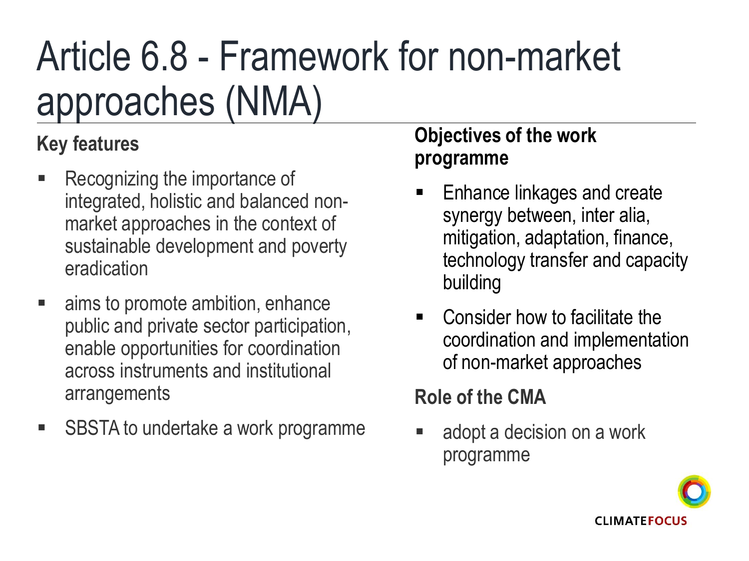# Article 6.8 - Framework for non-market approaches (NMA)

### Key features

- Recognizing the importance of integrated, holistic and balanced non-market approaches in the context of sustainable development and poverty eradication
- aims to promote ambition, enhance public and private sector participation, enable opportunities for coordination across instruments and institutional arrangements
- SBSTA to undertake a work programme

### Objectives of the work programme

- Enhance linkages and create synergy between, inter alia, mitigation, adaptation, finance, technology transfer and capacity building
- Consider how to facilitate the coordination and implementation of non-market approaches

### Role of the CMA

- adopt a decision on a work programme

CLIMATEFOCUS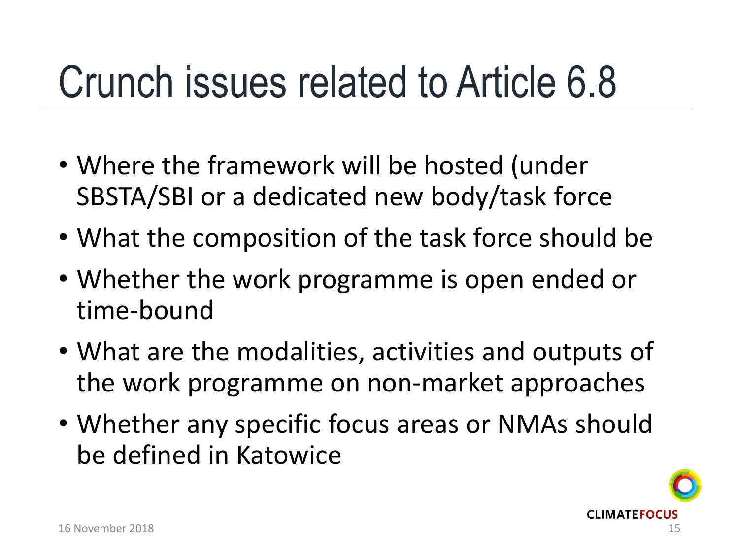# Crunch issues related to Article 6.8

- Where the framework will be hosted (under SBSTA/SBI or a dedicated new body/task force
- What the composition of the task force should be
- Whether the work programme is open ended or time-bound
- What are the modalities, activities and outputs of the work programme on non-market approaches
- Whether any specific focus areas or NMAs should be defined in Katowice